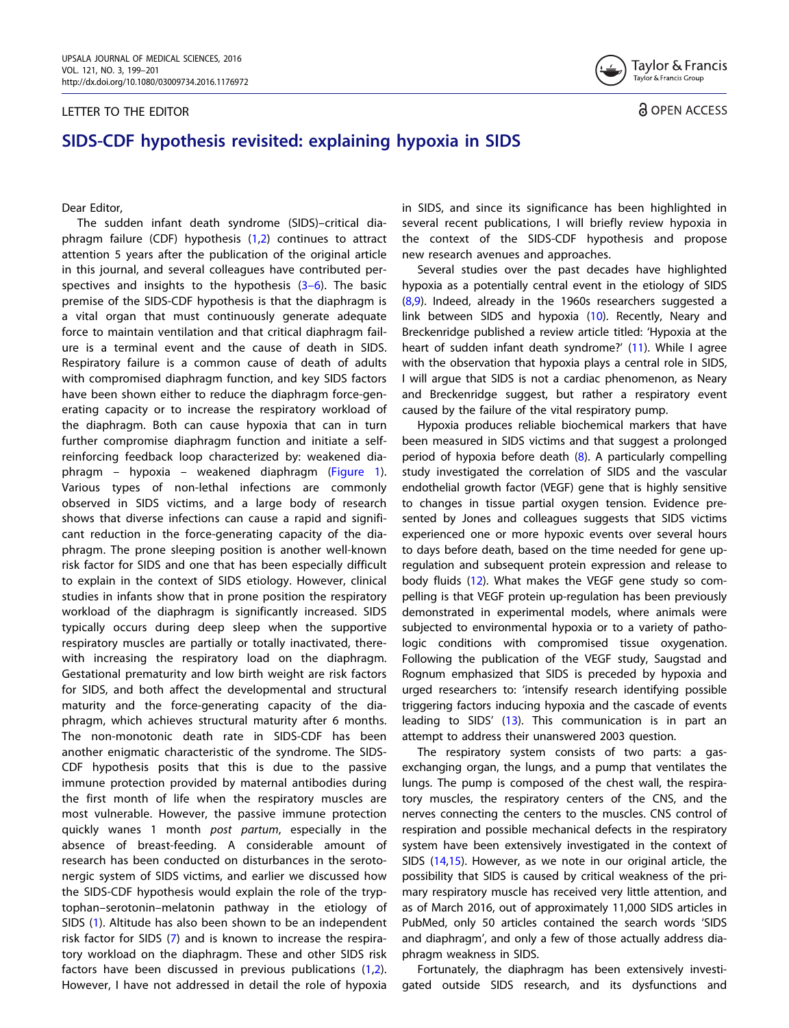LETTER TO THE EDITOR

OPEN ACCESS

# SIDS-CDF hypothesis revisited: explaining hypoxia in SIDS

Dear Editor,

The sudden infant death syndrome (SIDS)–critical diaphragm failure (CDF) hypothesis (1,2) continues to attract attention 5 years after the publication of the original article in this journal, and several colleagues have contributed perspectives and insights to the hypothesis (3–6). The basic premise of the SIDS-CDF hypothesis is that the diaphragm is a vital organ that must continuously generate adequate force to maintain ventilation and that critical diaphragm failure is a terminal event and the cause of death in SIDS. Respiratory failure is a common cause of death of adults with compromised diaphragm function, and key SIDS factors have been shown either to reduce the diaphragm force-generating capacity or to increase the respiratory workload of the diaphragm. Both can cause hypoxia that can in turn further compromise diaphragm function and initiate a self-reinforcing feedback loop characterized by: weakened diaphragm – hypoxia – weakened diaphragm (Figure 1). Various types of non-lethal infections are commonly observed in SIDS victims, and a large body of research shows that diverse infections can cause a rapid and significant reduction in the force-generating capacity of the diaphragm. The prone sleeping position is another well-known risk factor for SIDS and one that has been especially difficult to explain in the context of SIDS etiology. However, clinical studies in infants show that in prone position the respiratory workload of the diaphragm is significantly increased. SIDS typically occurs during deep sleep when the supportive respiratory muscles are partially or totally inactivated, therewith increasing the respiratory load on the diaphragm. Gestational prematurity and low birth weight are risk factors for SIDS, and both affect the developmental and structural maturity and the force-generating capacity of the diaphragm, which achieves structural maturity after 6 months. The non-monotonic death rate in SIDS-CDF has been another enigmatic characteristic of the syndrome. The SIDS-CDF hypothesis posits that this is due to the passive immune protection provided by maternal antibodies during the first month of life when the respiratory muscles are most vulnerable. However, the passive immune protection quickly wanes 1 month *post partum*, especially in the absence of breast-feeding. A considerable amount of research has been conducted on disturbances in the serotonergic system of SIDS victims, and earlier we discussed how the SIDS-CDF hypothesis would explain the role of the tryptophan–serotonin–melatonin pathway in the etiology of SIDS (1). Altitude has also been shown to be an independent risk factor for SIDS (7) and is known to increase the respiratory workload on the diaphragm. These and other SIDS risk factors have been discussed in previous publications (1,2). However, I have not addressed in detail the role of hypoxia in SIDS, and since its significance has been highlighted in several recent publications, I will briefly review hypoxia in the context of the SIDS-CDF hypothesis and propose new research avenues and approaches.

Several studies over the past decades have highlighted hypoxia as a potentially central event in the etiology of SIDS (8,9). Indeed, already in the 1960s researchers suggested a link between SIDS and hypoxia (10). Recently, Neary and Breckenridge published a review article titled: 'Hypoxia at the heart of sudden infant death syndrome?' (11). While I agree with the observation that hypoxia plays a central role in SIDS, I will argue that SIDS is not a cardiac phenomenon, as Neary and Breckenridge suggest, but rather a respiratory event caused by the failure of the vital respiratory pump.

Hypoxia produces reliable biochemical markers that have been measured in SIDS victims and that suggest a prolonged period of hypoxia before death (8). A particularly compelling study investigated the correlation of SIDS and the vascular endothelial growth factor (VEGF) gene that is highly sensitive to changes in tissue partial oxygen tension. Evidence presented by Jones and colleagues suggests that SIDS victims experienced one or more hypoxic events over several hours to days before death, based on the time needed for gene up-regulation and subsequent protein expression and release to body fluids (12). What makes the VEGF gene study so compelling is that VEGF protein up-regulation has been previously demonstrated in experimental models, where animals were subjected to environmental hypoxia or to a variety of pathologic conditions with compromised tissue oxygenation. Following the publication of the VEGF study, Saugstad and Rognum emphasized that SIDS is preceded by hypoxia and urged researchers to: 'intensify research identifying possible triggering factors inducing hypoxia and the cascade of events leading to SIDS' (13). This communication is in part an attempt to address their unanswered 2003 question.

The respiratory system consists of two parts: a gas-exchanging organ, the lungs, and a pump that ventilates the lungs. The pump is composed of the chest wall, the respiratory muscles, the respiratory centers of the CNS, and the nerves connecting the centers to the muscles. CNS control of respiration and possible mechanical defects in the respiratory system have been extensively investigated in the context of SIDS (14,15). However, as we note in our original article, the possibility that SIDS is caused by critical weakness of the primary respiratory muscle has received very little attention, and as of March 2016, of approximately 11,000 SIDS articles in PubMed, only 50 articles contained the search words 'SIDS and diaphragm', and only a few of those actually address diaphragm weakness in SIDS.

Fortunately, the diaphragm has been extensively investigated outside SIDS research, and its dysfunctions and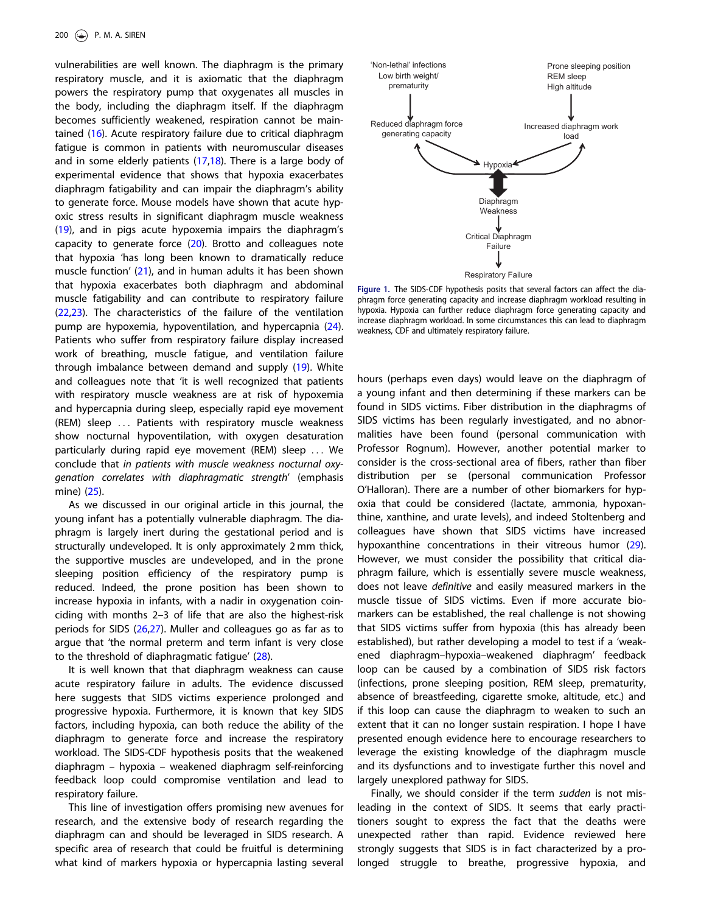vulnerabilities are well known. The diaphragm is the primary respiratory muscle, and it is axiomatic that the diaphragm powers the respiratory pump that oxygenates all muscles in the body, including the diaphragm itself. If the diaphragm becomes sufficiently weakened, respiration cannot be maintained (16). Acute respiratory failure due to critical diaphragm fatigue is common in patients with neuromuscular diseases and in some elderly patients (17,18). There is a large body of experimental evidence that shows that hypoxia exacerbates diaphragm fatigability and can impair the diaphragm's ability to generate force. Mouse models have shown that acute hypoxic stress results in significant diaphragm muscle weakness (19), and in pigs acute hypoxemia impairs the diaphragm's capacity to generate force (20). Brotto and colleagues note that hypoxia 'has long been known to dramatically reduce muscle function' (21), and in human adults it has been shown that hypoxia exacerbates both diaphragm and abdominal muscle fatigability and can contribute to respiratory failure (22,23). The characteristics of the failure of the ventilation pump are hypoxemia, hypoventilation, and hypercapnia (24). Patients who suffer from respiratory failure display increased work of breathing, muscle fatigue, and ventilation failure through imbalance between demand and supply (19). White and colleagues note that 'it is well recognized that patients with respiratory muscle weakness are at risk of hypoxemia and hypercapnia during sleep, especially rapid eye movement (REM) sleep ... Patients with respiratory muscle weakness show nocturnal hypoventilation, with oxygen desaturation particularly during rapid eye movement (REM) sleep ... We conclude that *in patients with muscle weakness nocturnal oxygenation correlates with diaphragmatic strength*' (emphasis mine) (25).

As we discussed in our original article in this journal, the young infant has a potentially vulnerable diaphragm. The diaphragm is largely inert during the gestational period and is structurally undeveloped. It is only approximately 2 mm thick, the supportive muscles are undeveloped, and in the prone sleeping position efficiency of the respiratory pump is reduced. Indeed, the prone position has been shown to increase hypoxia in infants, with a nadir in oxygenation coinciding with months 2–3 of life that are also the highest-risk periods for SIDS (26,27). Muller and colleagues go as far as to argue that 'the normal preterm and term infant is very close to the threshold of diaphragmatic fatigue' (28).

It is well known that that diaphragm weakness can cause acute respiratory failure in adults. The evidence discussed here suggests that SIDS victims experience prolonged and progressive hypoxia. Furthermore, it is known that key SIDS factors, including hypoxia, can both reduce the ability of the diaphragm to generate force and increase the respiratory workload. The SIDS-CDF hypothesis posits that the weakened diaphragm – hypoxia – weakened diaphragm self-reinforcing feedback loop could compromise ventilation and lead to respiratory failure.

This line of investigation offers promising new avenues for research, and the extensive body of research regarding the diaphragm can and should be leveraged in SIDS research. A specific area of research that could be fruitful is determining what kind of markers hypoxia or hypercapnia lasting several hours (perhaps even days) would leave on the diaphragm of a young infant and then determining if these markers can be found in SIDS victims. Fiber distribution in the diaphragms of SIDS victims has been regularly investigated, and no abnormalities have been found (personal communication with Professor Rognum). However, another potential marker to consider is the cross-sectional area of fibers, rather than fiber distribution per se (personal communication Professor O'Halloran). There are a number of other biomarkers for hypoxia that could be considered (lactate, ammonia, hypoxanthine, xanthine, and urate levels), and indeed Stoltenberg and colleagues have shown that SIDS victims have increased hypoxanthine concentrations in their vitreous humor (29). However, we must consider the possibility that critical diaphragm failure, which is essentially severe muscle weakness, does not leave *definitive* and easily measured markers in the muscle tissue of SIDS victims. Even if more accurate biomarkers can be established, the real challenge is not showing that SIDS victims suffer from hypoxia (this has already been established), but rather developing a model to test if a 'weakened diaphragm–hypoxia–weakened diaphragm' feedback loop can be caused by a combination of SIDS risk factors (infections, prone sleeping position, REM sleep, prematurity, absence of breastfeeding, cigarette smoke, altitude, etc.) and if this loop can cause the diaphragm to weaken to such an extent that it can no longer sustain respiration. I hope I have presented enough evidence here to encourage researchers to leverage the existing knowledge of the diaphragm muscle and its dysfunctions and to investigate further this novel and largely unexplored pathway for SIDS.

Finally, we should consider if the term *sudden* is not misleading in the context of SIDS. It seems that early practitioners sought to express the fact that the deaths were unexpected rather than rapid. Evidence reviewed here strongly suggests that SIDS is in fact characterized by a prolonged struggle to breathe, progressive hypoxia, and

'Non-lethal' infections
Low birth weight/
prematurity

Prone sleeping position
REM sleep
High altitude

Reduced diaphragm force generating capacity

Increased diaphragm work load

Hypoxia

Diaphragm Weakness

Critical Diaphragm Failure

Respiratory Failure

**Figure 1.** The SIDS-CDF hypothesis posits that several factors can affect the diaphragm force generating capacity and increase diaphragm workload resulting in hypoxia. Hypoxia can further reduce diaphragm force generating capacity and increase diaphragm workload. In some circumstances this can lead to diaphragm weakness, CDF and ultimately respiratory failure.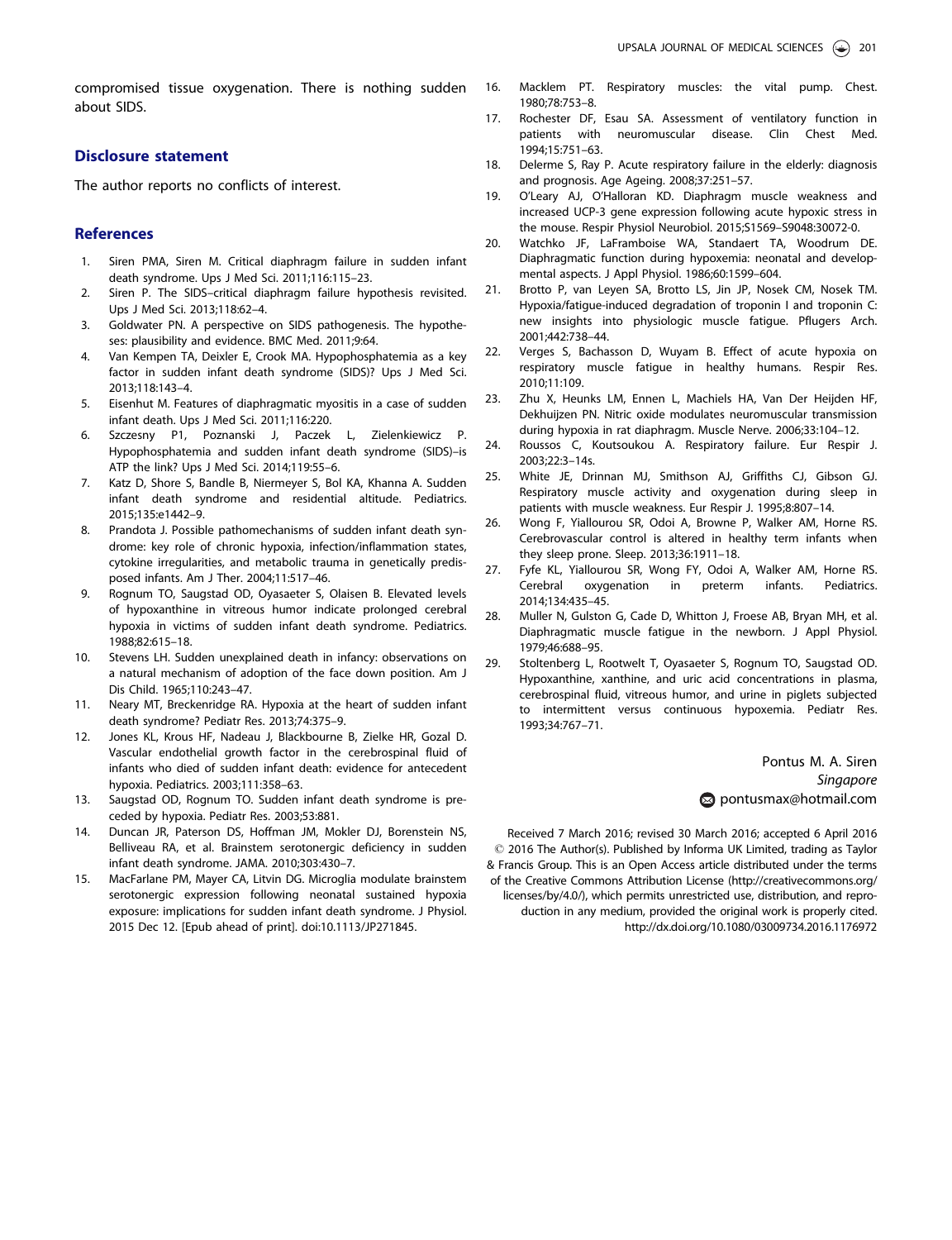compromised tissue oxygenation. There is nothing sudden about SIDS.

## Disclosure statement

The author reports no conflicts of interest.

## References

1. Siren PMA, Siren M. Critical diaphragm failure in sudden infant death syndrome. Ups J Med Sci. 2011;116:115–23.
2. Siren P. The SIDS–critical diaphragm failure hypothesis revisited. Ups J Med Sci. 2013;118:62–4.
3. Goldwater PN. A perspective on SIDS pathogenesis. The hypotheses: plausibility and evidence. BMC Med. 2011;9:64.
4. Van Kempen TA, Deixler E, Crook MA. Hypophosphatemia as a key factor in sudden infant death syndrome (SIDS)? Ups J Med Sci. 2013;118:143–4.
5. Eisenhut M. Features of diaphragmatic myositis in a case of sudden infant death. Ups J Med Sci. 2011;116:220.
6. Szczesny P1, Poznanski J, Paczek L, Zielenkiewicz P. Hypophosphatemia and sudden infant death syndrome (SIDS)–is ATP the link? Ups J Med Sci. 2014;119:55–6.
7. Katz D, Shore S, Bandle B, Niermeyer S, Bol KA, Khanna A. Sudden infant death syndrome and residential altitude. Pediatrics. 2015;135:e1442–9.
8. Prandota J. Possible pathomechanisms of sudden infant death syndrome: key role of chronic hypoxia, infection/inflammation states, cytokine irregularities, and metabolic trauma in genetically predisposed infants. Am J Ther. 2004;11:517–46.
9. Rognum TO, Saugstad OD, Oyasaeter S, Olaisen B. Elevated levels of hypoxanthine in vitreous humor indicate prolonged cerebral hypoxia in victims of sudden infant death syndrome. Pediatrics. 1988;82:615–18.
10. Stevens LH. Sudden unexplained death in infancy: observations on a natural mechanism of adoption of the face down position. Am J Dis Child. 1965;110:243–47.
11. Neary MT, Breckenridge RA. Hypoxia at the heart of sudden infant death syndrome? Pediatr Res. 2013;74:375–9.
12. Jones KL, Krous HF, Nadeau J, Blackbourne B, Zielke HR, Gozal D. Vascular endothelial growth factor in the cerebrospinal fluid of infants who died of sudden infant death: evidence for antecedent hypoxia. Pediatrics. 2003;111:358–63.
13. Saugstad OD, Rognum TO. Sudden infant death syndrome is preceded by hypoxia. Pediatr Res. 2003;53:881.
14. Duncan JR, Paterson DS, Hoffman JM, Mokler DJ, Borenstein NS, Belliveau RA, et al. Brainstem serotonergic deficiency in sudden infant death syndrome. JAMA. 2010;303:430–7.
15. MacFarlane PM, Mayer CA, Litvin DG. Microglia modulate brainstem serotonergic expression following neonatal sustained hypoxia exposure: implications for sudden infant death syndrome. J Physiol. 2015 Dec 12. [Epub ahead of print]. doi:10.1113/JP271845.
16. Macklem PT. Respiratory muscles: the vital pump. Chest. 1980;78:753–8.
17. Rochester DF, Esau SA. Assessment of ventilatory function in patients with neuromuscular disease. Clin Chest Med. 1994;15:751–63.
18. Delerme S, Ray P. Acute respiratory failure in the elderly: diagnosis and prognosis. Age Ageing. 2008;37:251–57.
19. O'Leary AJ, O'Halloran KD. Diaphragm muscle weakness and increased UCP-3 gene expression following acute hypoxic stress in the mouse. Respir Physiol Neurobiol. 2015;S1569–S9048:30072-0.
20. Watchko JF, LaFramboise WA, Standaert TA, Woodrum DE. Diaphragmatic function during hypoxemia: neonatal and developmental aspects. J Appl Physiol. 1986;60:1599–604.
21. Brotto P, van Leyen SA, Brotto LS, Jin JP, Nosek CM, Nosek TM. Hypoxia/fatigue-induced degradation of troponin I and troponin C: new insights into physiologic muscle fatigue. Pflugers Arch. 2001;442:738–44.
22. Verges S, Bachasson D, Wuyam B. Effect of acute hypoxia on respiratory muscle fatigue in healthy humans. Respir Res. 2010;11:109.
23. Zhu X, Heunks LM, Ennen L, Machiels HA, Van Der Heijden HF, Dekhuijzen PN. Nitric oxide modulates neuromuscular transmission during hypoxia in rat diaphragm. Muscle Nerve. 2006;33:104–12.
24. Roussos C, Koutsoukou A. Respiratory failure. Eur Respir J. 2003;22:3–14s.
25. White JE, Drinnan MJ, Smithson AJ, Griffiths CJ, Gibson GJ. Respiratory muscle activity and oxygenation during sleep in patients with muscle weakness. Eur Respir J. 1995;8:807–14.
26. Wong F, Yiallourou SR, Odoi A, Browne P, Walker AM, Horne RS. Cerebrovascular control is altered in healthy term infants when they sleep prone. Sleep. 2013;36:1911–18.
27. Fyfe KL, Yiallourou SR, Wong FY, Odoi A, Walker AM, Horne RS. Cerebral oxygenation in preterm infants. Pediatrics. 2014;134:435–45.
28. Muller N, Gulston G, Cade D, Whitton J, Froese AB, Bryan MH, et al. Diaphragmatic muscle fatigue in the newborn. J Appl Physiol. 1979;46:688–95.
29. Stoltenberg L, Rootwelt T, Oyasaeter S, Rognum TO, Saugstad OD. Hypoxanthine, xanthine, and uric acid concentrations in plasma, cerebrospinal fluid, vitreous humor, and urine in piglets subjected to intermittent versus continuous hypoxemia. Pediatr Res. 1993;34:767–71.

Pontus M. A. Siren
*Singapore*
pontusmax@hotmail.com

Received 7 March 2016; revised 30 March 2016; accepted 6 April 2016
© 2016 The Author(s). Published by Informa UK Limited, trading as Taylor & Francis Group. This is an Open Access article distributed under the terms of the Creative Commons Attribution License (http://creativecommons.org/licenses/by/4.0/), which permits unrestricted use, distribution, and reproduction in any medium, provided the original work is properly cited.
http://dx.doi.org/10.1080/03009734.2016.1176972